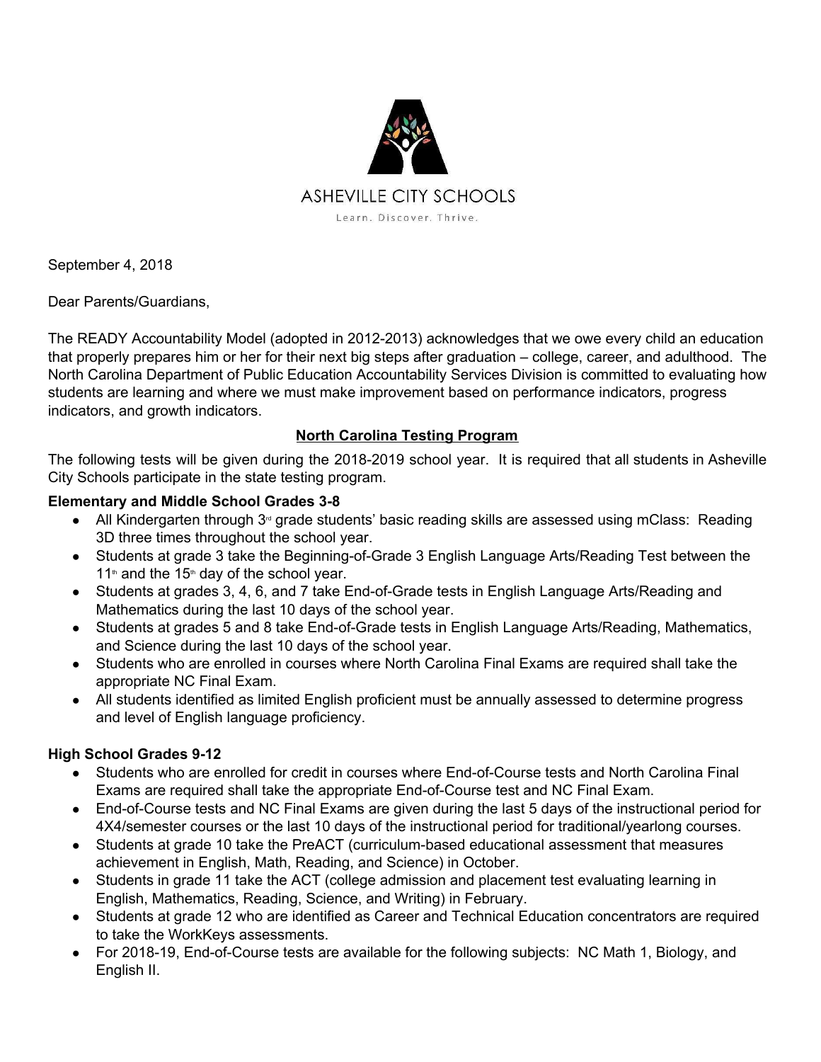ASHEVILLE CITY SCHOOLS

Learn. Discover. Thrive.

September 4, 2018

Dear Parents/Guardians,

The READY Accountability Model (adopted in 2012-2013) acknowledges that we owe every child an education that properly prepares him or her for their next big steps after graduation – college, career, and adulthood. The North Carolina Department of Public Education Accountability Services Division is committed to evaluating how students are learning and where we must make improvement based on performance indicators, progress indicators, and growth indicators.

## North Carolina Testing Program

The following tests will be given during the 2018-2019 school year. It is required that all students in Asheville City Schools participate in the state testing program.

### Elementary and Middle School Grades 3-8

- All Kindergarten through 3rd grade students' basic reading skills are assessed using mClass: Reading 3D three times throughout the school year.
- Students at grade 3 take the Beginning-of-Grade 3 English Language Arts/Reading Test between the 11th and the 15th day of the school year.
- Students at grades 3, 4, 6, and 7 take End-of-Grade tests in English Language Arts/Reading and Mathematics during the last 10 days of the school year.
- Students at grades 5 and 8 take End-of-Grade tests in English Language Arts/Reading, Mathematics, and Science during the last 10 days of the school year.
- Students who are enrolled in courses where North Carolina Final Exams are required shall take the appropriate NC Final Exam.
- All students identified as limited English proficient must be annually assessed to determine progress and level of English language proficiency.

### High School Grades 9-12

- Students who are enrolled for credit in courses where End-of-Course tests and North Carolina Final Exams are required shall take the appropriate End-of-Course test and NC Final Exam.
- End-of-Course tests and NC Final Exams are given during the last 5 days of the instructional period for 4X4/semester courses or the last 10 days of the instructional period for traditional/yearlong courses.
- Students at grade 10 take the PreACT (curriculum-based educational assessment that measures achievement in English, Math, Reading, and Science) in October.
- Students in grade 11 take the ACT (college admission and placement test evaluating learning in English, Mathematics, Reading, Science, and Writing) in February.
- Students at grade 12 who are identified as Career and Technical Education concentrators are required to take the WorkKeys assessments.
- For 2018-19, End-of-Course tests are available for the following subjects: NC Math 1, Biology, and English II.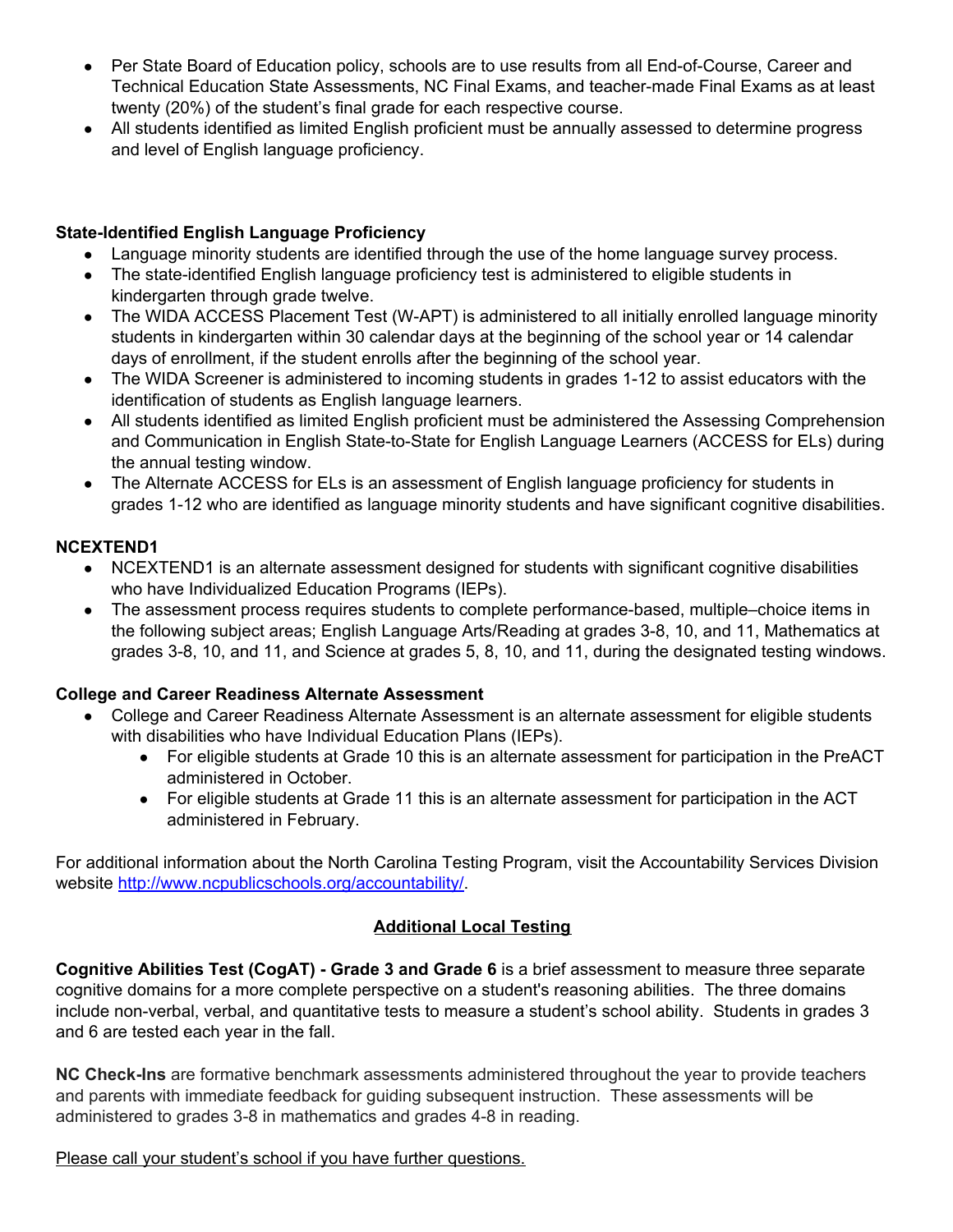- Per State Board of Education policy, schools are to use results from all End-of-Course, Career and Technical Education State Assessments, NC Final Exams, and teacher-made Final Exams as at least twenty (20%) of the student's final grade for each respective course.
- All students identified as limited English proficient must be annually assessed to determine progress and level of English language proficiency.

**State-Identified English Language Proficiency**

- Language minority students are identified through the use of the home language survey process.
- The state-identified English language proficiency test is administered to eligible students in kindergarten through grade twelve.
- The WIDA ACCESS Placement Test (W-APT) is administered to all initially enrolled language minority students in kindergarten within 30 calendar days at the beginning of the school year or 14 calendar days of enrollment, if the student enrolls after the beginning of the school year.
- The WIDA Screener is administered to incoming students in grades 1-12 to assist educators with the identification of students as English language learners.
- All students identified as limited English proficient must be administered the Assessing Comprehension and Communication in English State-to-State for English Language Learners (ACCESS for ELs) during the annual testing window.
- The Alternate ACCESS for ELs is an assessment of English language proficiency for students in grades 1-12 who are identified as language minority students and have significant cognitive disabilities.

**NCEXTEND1**

- NCEXTEND1 is an alternate assessment designed for students with significant cognitive disabilities who have Individualized Education Programs (IEPs).
- The assessment process requires students to complete performance-based, multiple–choice items in the following subject areas; English Language Arts/Reading at grades 3-8, 10, and 11, Mathematics at grades 3-8, 10, and 11, and Science at grades 5, 8, 10, and 11, during the designated testing windows.

**College and Career Readiness Alternate Assessment**

- College and Career Readiness Alternate Assessment is an alternate assessment for eligible students with disabilities who have Individual Education Plans (IEPs).
  - For eligible students at Grade 10 this is an alternate assessment for participation in the PreACT administered in October.
  - For eligible students at Grade 11 this is an alternate assessment for participation in the ACT administered in February.

For additional information about the North Carolina Testing Program, visit the Accountability Services Division website http://www.ncpublicschools.org/accountability/.

## Additional Local Testing

**Cognitive Abilities Test (CogAT) - Grade 3 and Grade 6** is a brief assessment to measure three separate cognitive domains for a more complete perspective on a student's reasoning abilities. The three domains include non-verbal, verbal, and quantitative tests to measure a student's school ability. Students in grades 3 and 6 are tested each year in the fall.

**NC Check-Ins** are formative benchmark assessments administered throughout the year to provide teachers and parents with immediate feedback for guiding subsequent instruction. These assessments will be administered to grades 3-8 in mathematics and grades 4-8 in reading.

Please call your student's school if you have further questions.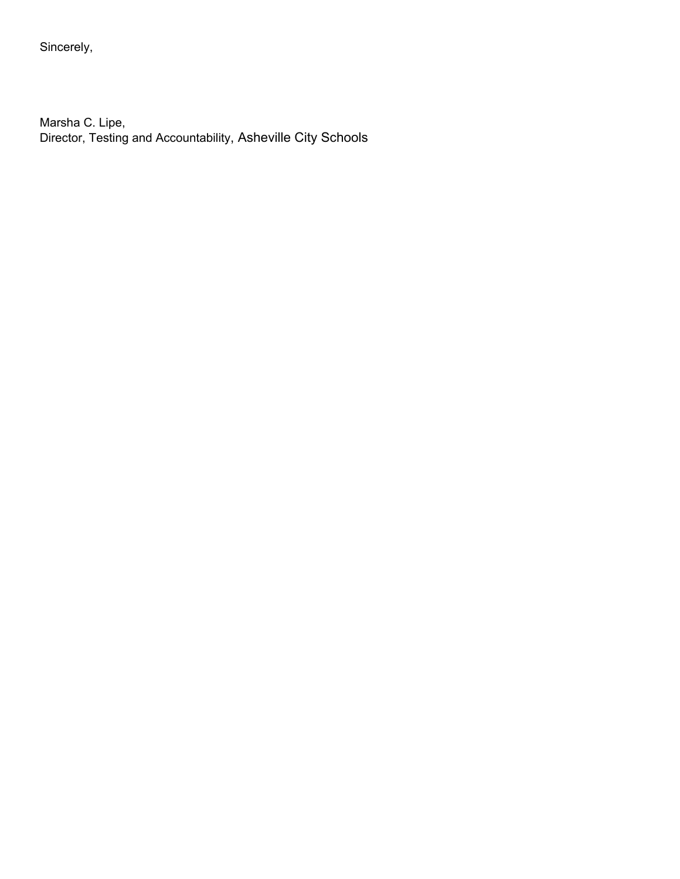Sincerely,

Marsha C. Lipe,
Director, Testing and Accountability, Asheville City Schools